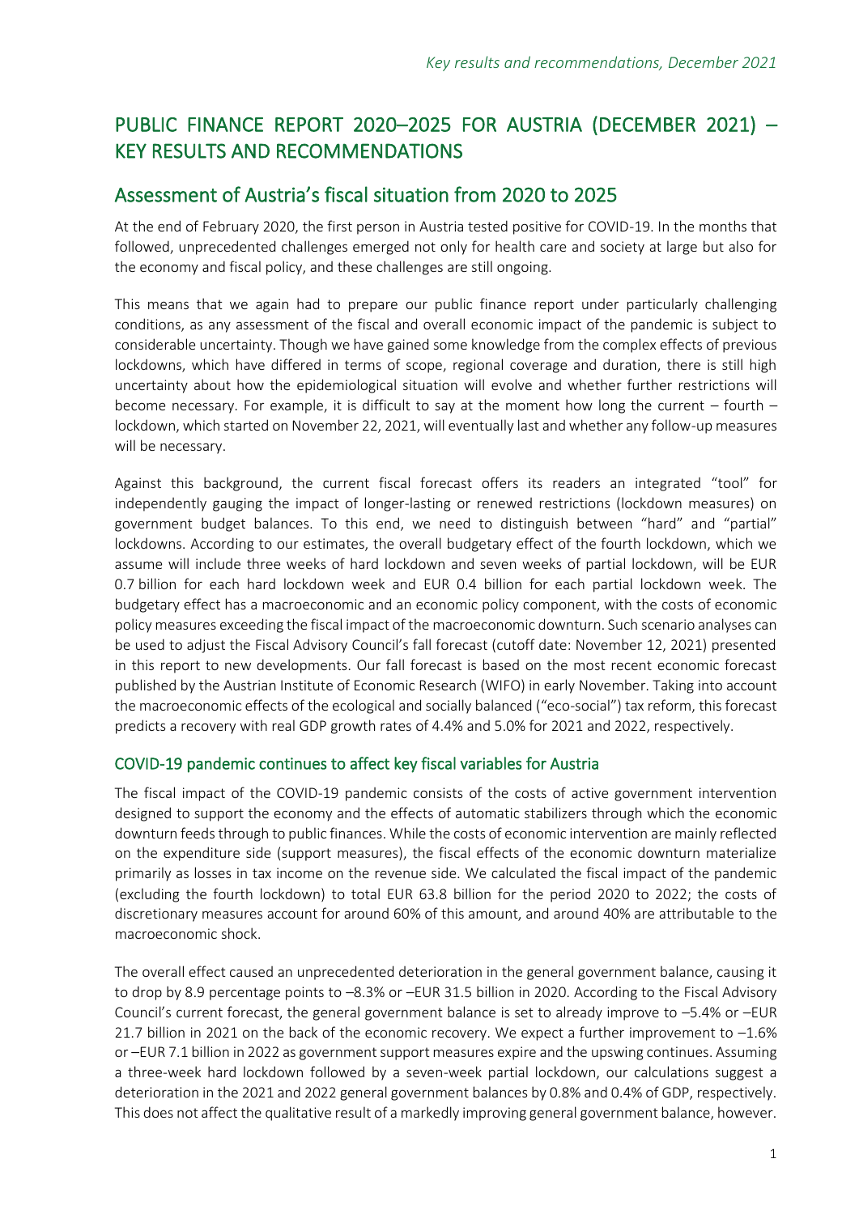# PUBLIC FINANCE REPORT 2020–2025 FOR AUSTRIA (DECEMBER 2021) – KEY RESULTS AND RECOMMENDATIONS

## Assessment of Austria's fiscal situation from 2020 to 2025

At the end of February 2020, the first person in Austria tested positive for COVID-19. In the months that followed, unprecedented challenges emerged not only for health care and society at large but also for the economy and fiscal policy, and these challenges are still ongoing.

This means that we again had to prepare our public finance report under particularly challenging conditions, as any assessment of the fiscal and overall economic impact of the pandemic is subject to considerable uncertainty. Though we have gained some knowledge from the complex effects of previous lockdowns, which have differed in terms of scope, regional coverage and duration, there is still high uncertainty about how the epidemiological situation will evolve and whether further restrictions will become necessary. For example, it is difficult to say at the moment how long the current – fourth – lockdown, which started on November 22, 2021, will eventually last and whether any follow-up measures will be necessary.

Against this background, the current fiscal forecast offers its readers an integrated "tool" for independently gauging the impact of longer-lasting or renewed restrictions (lockdown measures) on government budget balances. To this end, we need to distinguish between "hard" and "partial" lockdowns. According to our estimates, the overall budgetary effect of the fourth lockdown, which we assume will include three weeks of hard lockdown and seven weeks of partial lockdown, will be EUR 0.7 billion for each hard lockdown week and EUR 0.4 billion for each partial lockdown week. The budgetary effect has a macroeconomic and an economic policy component, with the costs of economic policy measures exceeding the fiscal impact of the macroeconomic downturn. Such scenario analyses can be used to adjust the Fiscal Advisory Council's fall forecast (cutoff date: November 12, 2021) presented in this report to new developments. Our fall forecast is based on the most recent economic forecast published by the Austrian Institute of Economic Research (WIFO) in early November. Taking into account the macroeconomic effects of the ecological and socially balanced ("eco-social") tax reform, this forecast predicts a recovery with real GDP growth rates of 4.4% and 5.0% for 2021 and 2022, respectively.

### COVID-19 pandemic continues to affect key fiscal variables for Austria

The fiscal impact of the COVID-19 pandemic consists of the costs of active government intervention designed to support the economy and the effects of automatic stabilizers through which the economic downturn feeds through to public finances. While the costs of economic intervention are mainly reflected on the expenditure side (support measures), the fiscal effects of the economic downturn materialize primarily as losses in tax income on the revenue side. We calculated the fiscal impact of the pandemic (excluding the fourth lockdown) to total EUR 63.8 billion for the period 2020 to 2022; the costs of discretionary measures account for around 60% of this amount, and around 40% are attributable to the macroeconomic shock.

The overall effect caused an unprecedented deterioration in the general government balance, causing it to drop by 8.9 percentage points to –8.3% or –EUR 31.5 billion in 2020. According to the Fiscal Advisory Council's current forecast, the general government balance is set to already improve to –5.4% or –EUR 21.7 billion in 2021 on the back of the economic recovery. We expect a further improvement to –1.6% or –EUR 7.1 billion in 2022 as government support measures expire and the upswing continues. Assuming a three-week hard lockdown followed by a seven-week partial lockdown, our calculations suggest a deterioration in the 2021 and 2022 general government balances by 0.8% and 0.4% of GDP, respectively. This does not affect the qualitative result of a markedly improving general government balance, however.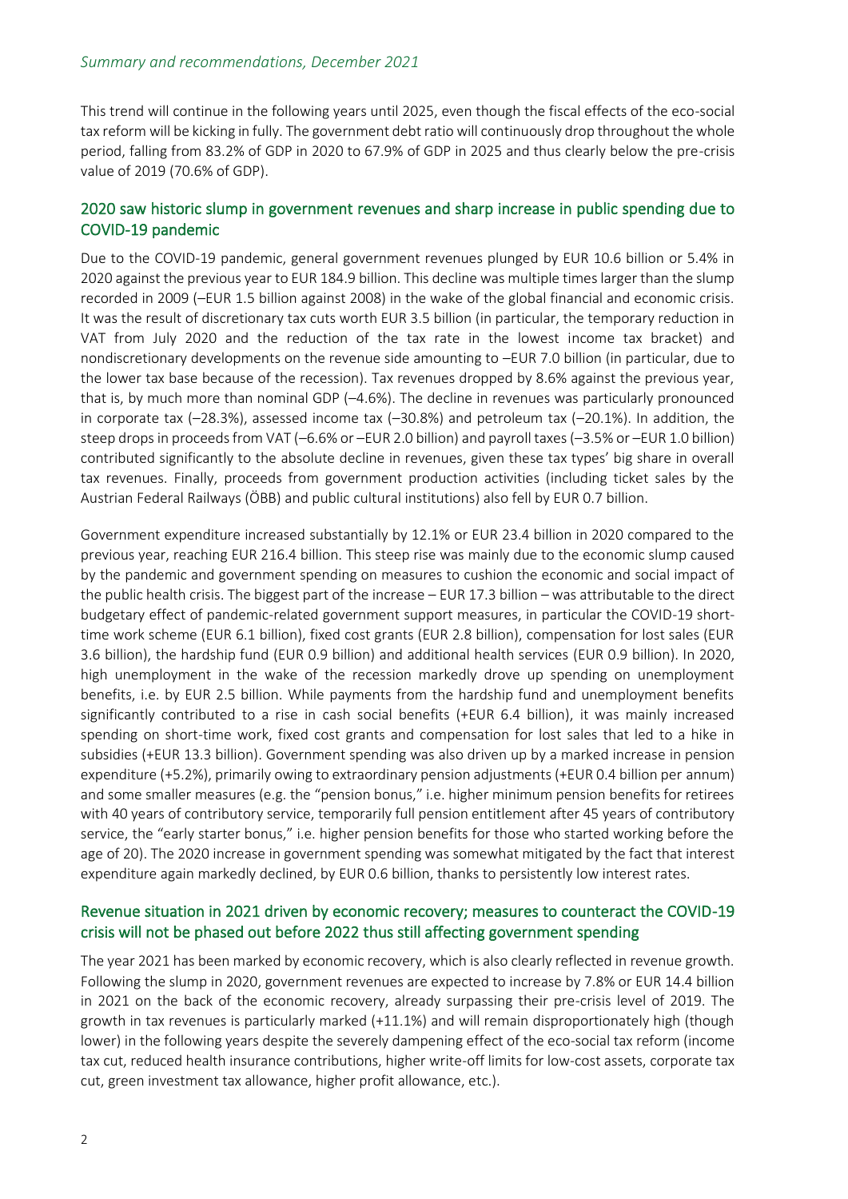This trend will continue in the following years until 2025, even though the fiscal effects of the eco-social tax reform will be kicking in fully. The government debt ratio will continuously drop throughout the whole period, falling from 83.2% of GDP in 2020 to 67.9% of GDP in 2025 and thus clearly below the pre-crisis value of 2019 (70.6% of GDP).

## 2020 saw historic slump in government revenues and sharp increase in public spending due to COVID-19 pandemic

Due to the COVID-19 pandemic, general government revenues plunged by EUR 10.6 billion or 5.4% in 2020 against the previous year to EUR 184.9 billion. This decline was multiple times larger than the slump recorded in 2009 (–EUR 1.5 billion against 2008) in the wake of the global financial and economic crisis. It was the result of discretionary tax cuts worth EUR 3.5 billion (in particular, the temporary reduction in VAT from July 2020 and the reduction of the tax rate in the lowest income tax bracket) and nondiscretionary developments on the revenue side amounting to –EUR 7.0 billion (in particular, due to the lower tax base because of the recession). Tax revenues dropped by 8.6% against the previous year, that is, by much more than nominal GDP (–4.6%). The decline in revenues was particularly pronounced in corporate tax (–28.3%), assessed income tax (–30.8%) and petroleum tax (–20.1%). In addition, the steep drops in proceeds from VAT (–6.6% or –EUR 2.0 billion) and payroll taxes (–3.5% or –EUR 1.0 billion) contributed significantly to the absolute decline in revenues, given these tax types' big share in overall tax revenues. Finally, proceeds from government production activities (including ticket sales by the Austrian Federal Railways (ÖBB) and public cultural institutions) also fell by EUR 0.7 billion.

Government expenditure increased substantially by 12.1% or EUR 23.4 billion in 2020 compared to the previous year, reaching EUR 216.4 billion. This steep rise was mainly due to the economic slump caused by the pandemic and government spending on measures to cushion the economic and social impact of the public health crisis. The biggest part of the increase – EUR 17.3 billion – was attributable to the direct budgetary effect of pandemic-related government support measures, in particular the COVID-19 short-time work scheme (EUR 6.1 billion), fixed cost grants (EUR 2.8 billion), compensation for lost sales (EUR 3.6 billion), the hardship fund (EUR 0.9 billion) and additional health services (EUR 0.9 billion). In 2020, high unemployment in the wake of the recession markedly drove up spending on unemployment benefits, i.e. by EUR 2.5 billion. While payments from the hardship fund and unemployment benefits significantly contributed to a rise in cash social benefits (+EUR 6.4 billion), it was mainly increased spending on short-time work, fixed cost grants and compensation for lost sales that led to a hike in subsidies (+EUR 13.3 billion). Government spending was also driven up by a marked increase in pension expenditure (+5.2%), primarily owing to extraordinary pension adjustments (+EUR 0.4 billion per annum) and some smaller measures (e.g. the "pension bonus," i.e. higher minimum pension benefits for retirees with 40 years of contributory service, temporarily full pension entitlement after 45 years of contributory service, the "early starter bonus," i.e. higher pension benefits for those who started working before the age of 20). The 2020 increase in government spending was somewhat mitigated by the fact that interest expenditure again markedly declined, by EUR 0.6 billion, thanks to persistently low interest rates.

## Revenue situation in 2021 driven by economic recovery; measures to counteract the COVID-19 crisis will not be phased out before 2022 thus still affecting government spending

The year 2021 has been marked by economic recovery, which is also clearly reflected in revenue growth. Following the slump in 2020, government revenues are expected to increase by 7.8% or EUR 14.4 billion in 2021 on the back of the economic recovery, already surpassing their pre-crisis level of 2019. The growth in tax revenues is particularly marked (+11.1%) and will remain disproportionately high (though lower) in the following years despite the severely dampening effect of the eco-social tax reform (income tax cut, reduced health insurance contributions, higher write-off limits for low-cost assets, corporate tax cut, green investment tax allowance, higher profit allowance, etc.).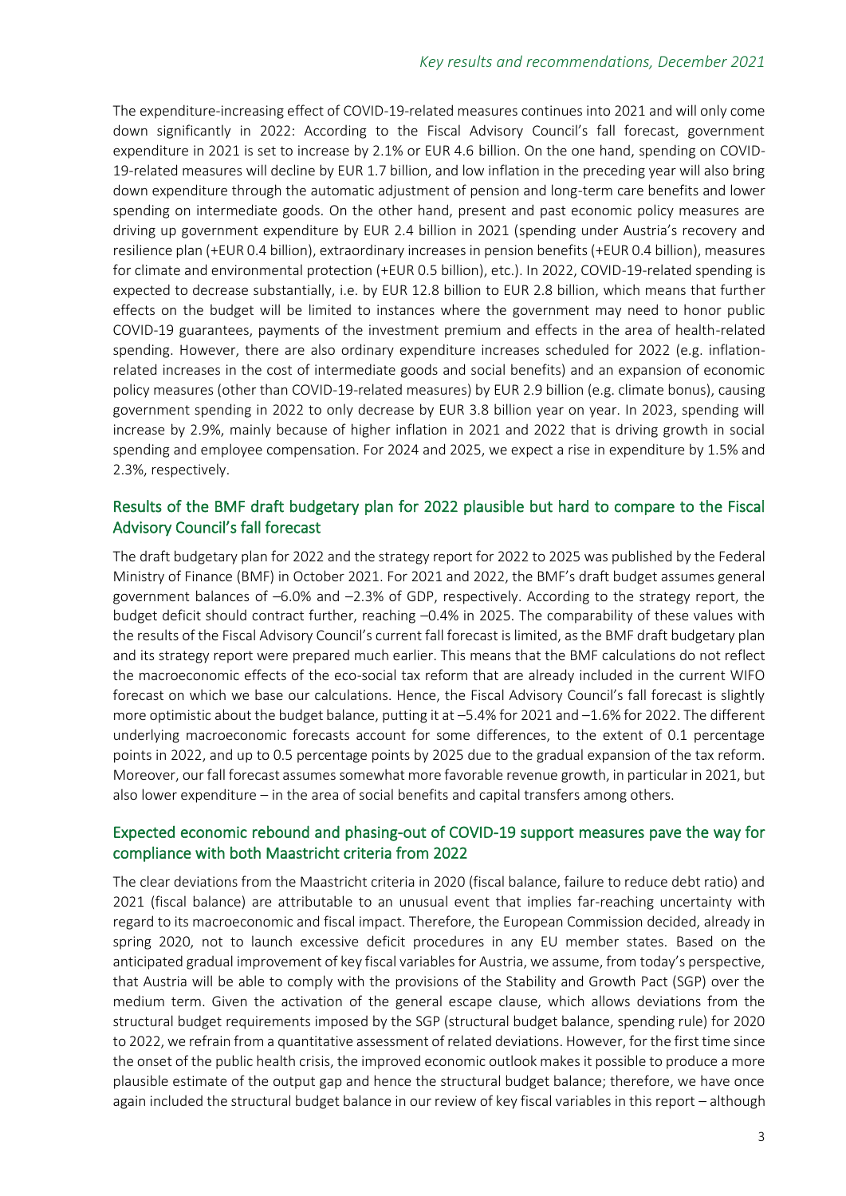The expenditure-increasing effect of COVID-19-related measures continues into 2021 and will only come down significantly in 2022: According to the Fiscal Advisory Council's fall forecast, government expenditure in 2021 is set to increase by 2.1% or EUR 4.6 billion. On the one hand, spending on COVID-19-related measures will decline by EUR 1.7 billion, and low inflation in the preceding year will also bring down expenditure through the automatic adjustment of pension and long-term care benefits and lower spending on intermediate goods. On the other hand, present and past economic policy measures are driving up government expenditure by EUR 2.4 billion in 2021 (spending under Austria's recovery and resilience plan (+EUR 0.4 billion), extraordinary increases in pension benefits (+EUR 0.4 billion), measures for climate and environmental protection (+EUR 0.5 billion), etc.). In 2022, COVID-19-related spending is expected to decrease substantially, i.e. by EUR 12.8 billion to EUR 2.8 billion, which means that further effects on the budget will be limited to instances where the government may need to honor public COVID-19 guarantees, payments of the investment premium and effects in the area of health-related spending. However, there are also ordinary expenditure increases scheduled for 2022 (e.g. inflation-related increases in the cost of intermediate goods and social benefits) and an expansion of economic policy measures (other than COVID-19-related measures) by EUR 2.9 billion (e.g. climate bonus), causing government spending in 2022 to only decrease by EUR 3.8 billion year on year. In 2023, spending will increase by 2.9%, mainly because of higher inflation in 2021 and 2022 that is driving growth in social spending and employee compensation. For 2024 and 2025, we expect a rise in expenditure by 1.5% and 2.3%, respectively.

## Results of the BMF draft budgetary plan for 2022 plausible but hard to compare to the Fiscal Advisory Council's fall forecast

The draft budgetary plan for 2022 and the strategy report for 2022 to 2025 was published by the Federal Ministry of Finance (BMF) in October 2021. For 2021 and 2022, the BMF's draft budget assumes general government balances of –6.0% and –2.3% of GDP, respectively. According to the strategy report, the budget deficit should contract further, reaching –0.4% in 2025. The comparability of these values with the results of the Fiscal Advisory Council's current fall forecast is limited, as the BMF draft budgetary plan and its strategy report were prepared much earlier. This means that the BMF calculations do not reflect the macroeconomic effects of the eco-social tax reform that are already included in the current WIFO forecast on which we base our calculations. Hence, the Fiscal Advisory Council's fall forecast is slightly more optimistic about the budget balance, putting it at –5.4% for 2021 and –1.6% for 2022. The different underlying macroeconomic forecasts account for some differences, to the extent of 0.1 percentage points in 2022, and up to 0.5 percentage points by 2025 due to the gradual expansion of the tax reform. Moreover, our fall forecast assumes somewhat more favorable revenue growth, in particular in 2021, but also lower expenditure – in the area of social benefits and capital transfers among others.

## Expected economic rebound and phasing-out of COVID-19 support measures pave the way for compliance with both Maastricht criteria from 2022

The clear deviations from the Maastricht criteria in 2020 (fiscal balance, failure to reduce debt ratio) and 2021 (fiscal balance) are attributable to an unusual event that implies far-reaching uncertainty with regard to its macroeconomic and fiscal impact. Therefore, the European Commission decided, already in spring 2020, not to launch excessive deficit procedures in any EU member states. Based on the anticipated gradual improvement of key fiscal variables for Austria, we assume, from today's perspective, that Austria will be able to comply with the provisions of the Stability and Growth Pact (SGP) over the medium term. Given the activation of the general escape clause, which allows deviations from the structural budget requirements imposed by the SGP (structural budget balance, spending rule) for 2020 to 2022, we refrain from a quantitative assessment of related deviations. However, for the first time since the onset of the public health crisis, the improved economic outlook makes it possible to produce a more plausible estimate of the output gap and hence the structural budget balance; therefore, we have once again included the structural budget balance in our review of key fiscal variables in this report – although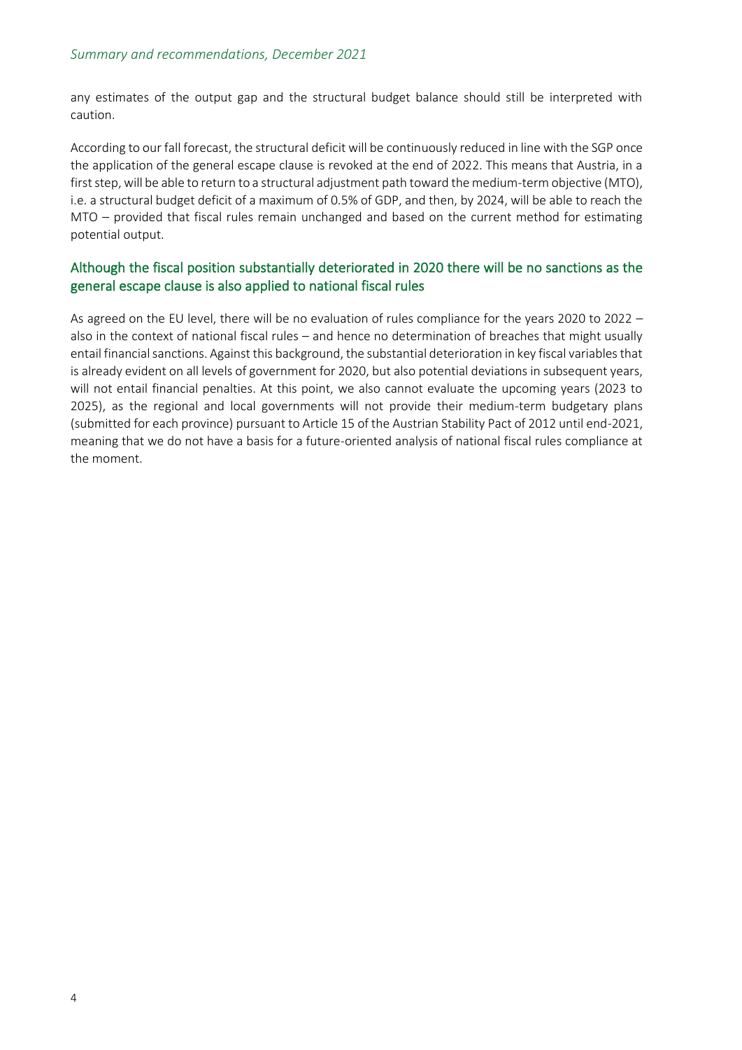any estimates of the output gap and the structural budget balance should still be interpreted with caution.

According to our fall forecast, the structural deficit will be continuously reduced in line with the SGP once the application of the general escape clause is revoked at the end of 2022. This means that Austria, in a first step, will be able to return to a structural adjustment path toward the medium-term objective (MTO), i.e. a structural budget deficit of a maximum of 0.5% of GDP, and then, by 2024, will be able to reach the MTO – provided that fiscal rules remain unchanged and based on the current method for estimating potential output.

## Although the fiscal position substantially deteriorated in 2020 there will be no sanctions as the general escape clause is also applied to national fiscal rules

As agreed on the EU level, there will be no evaluation of rules compliance for the years 2020 to 2022 – also in the context of national fiscal rules – and hence no determination of breaches that might usually entail financial sanctions. Against this background, the substantial deterioration in key fiscal variables that is already evident on all levels of government for 2020, but also potential deviations in subsequent years, will not entail financial penalties. At this point, we also cannot evaluate the upcoming years (2023 to 2025), as the regional and local governments will not provide their medium-term budgetary plans (submitted for each province) pursuant to Article 15 of the Austrian Stability Pact of 2012 until end-2021, meaning that we do not have a basis for a future-oriented analysis of national fiscal rules compliance at the moment.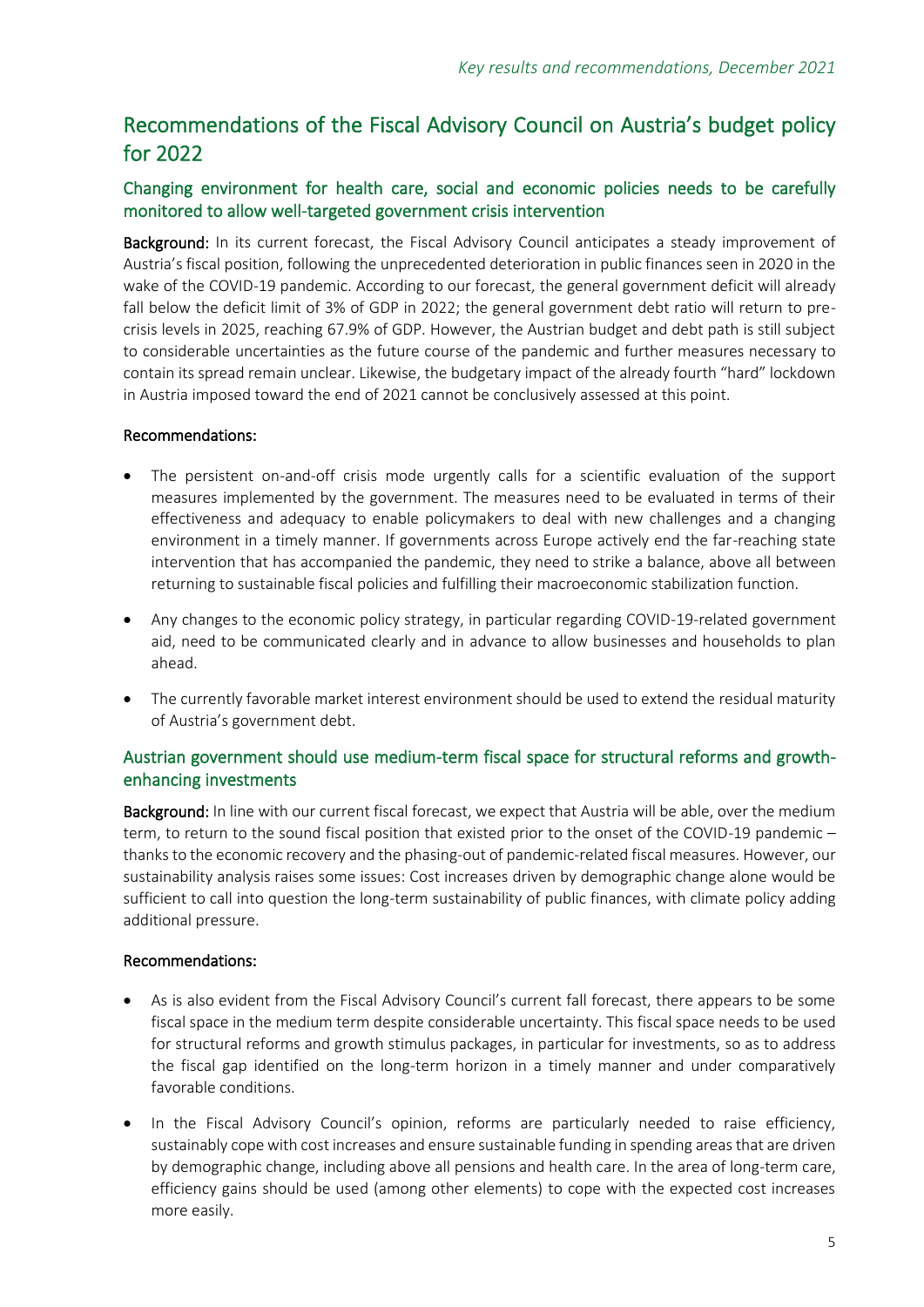# Recommendations of the Fiscal Advisory Council on Austria's budget policy for 2022

## Changing environment for health care, social and economic policies needs to be carefully monitored to allow well-targeted government crisis intervention

**Background:** In its current forecast, the Fiscal Advisory Council anticipates a steady improvement of Austria's fiscal position, following the unprecedented deterioration in public finances seen in 2020 in the wake of the COVID-19 pandemic. According to our forecast, the general government deficit will already fall below the deficit limit of 3% of GDP in 2022; the general government debt ratio will return to pre-crisis levels in 2025, reaching 67.9% of GDP. However, the Austrian budget and debt path is still subject to considerable uncertainties as the future course of the pandemic and further measures necessary to contain its spread remain unclear. Likewise, the budgetary impact of the already fourth "hard" lockdown in Austria imposed toward the end of 2021 cannot be conclusively assessed at this point.

**Recommendations:**

- The persistent on-and-off crisis mode urgently calls for a scientific evaluation of the support measures implemented by the government. The measures need to be evaluated in terms of their effectiveness and adequacy to enable policymakers to deal with new challenges and a changing environment in a timely manner. If governments across Europe actively end the far-reaching state intervention that has accompanied the pandemic, they need to strike a balance, above all between returning to sustainable fiscal policies and fulfilling their macroeconomic stabilization function.
- Any changes to the economic policy strategy, in particular regarding COVID-19-related government aid, need to be communicated clearly and in advance to allow businesses and households to plan ahead.
- The currently favorable market interest environment should be used to extend the residual maturity of Austria's government debt.

## Austrian government should use medium-term fiscal space for structural reforms and growth-enhancing investments

**Background:** In line with our current fiscal forecast, we expect that Austria will be able, over the medium term, to return to the sound fiscal position that existed prior to the onset of the COVID-19 pandemic – thanks to the economic recovery and the phasing-out of pandemic-related fiscal measures. However, our sustainability analysis raises some issues: Cost increases driven by demographic change alone would be sufficient to call into question the long-term sustainability of public finances, with climate policy adding additional pressure.

**Recommendations:**

- As is also evident from the Fiscal Advisory Council's current fall forecast, there appears to be some fiscal space in the medium term despite considerable uncertainty. This fiscal space needs to be used for structural reforms and growth stimulus packages, in particular for investments, so as to address the fiscal gap identified on the long-term horizon in a timely manner and under comparatively favorable conditions.
- In the Fiscal Advisory Council's opinion, reforms are particularly needed to raise efficiency, sustainably cope with cost increases and ensure sustainable funding in spending areas that are driven by demographic change, including above all pensions and health care. In the area of long-term care, efficiency gains should be used (among other elements) to cope with the expected cost increases more easily.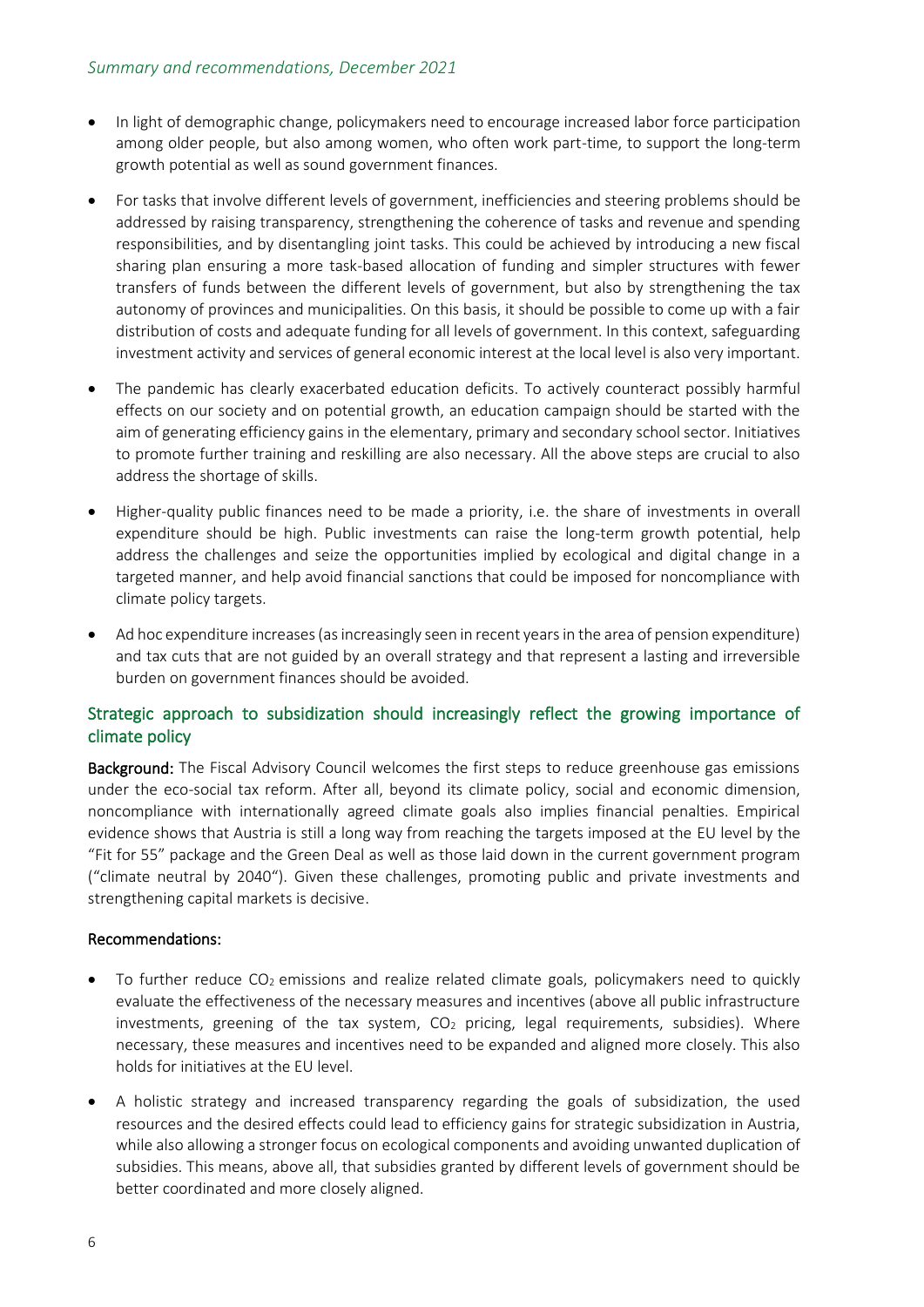- In light of demographic change, policymakers need to encourage increased labor force participation among older people, but also among women, who often work part-time, to support the long-term growth potential as well as sound government finances.
- For tasks that involve different levels of government, inefficiencies and steering problems should be addressed by raising transparency, strengthening the coherence of tasks and revenue and spending responsibilities, and by disentangling joint tasks. This could be achieved by introducing a new fiscal sharing plan ensuring a more task-based allocation of funding and simpler structures with fewer transfers of funds between the different levels of government, but also by strengthening the tax autonomy of provinces and municipalities. On this basis, it should be possible to come up with a fair distribution of costs and adequate funding for all levels of government. In this context, safeguarding investment activity and services of general economic interest at the local level is also very important.
- The pandemic has clearly exacerbated education deficits. To actively counteract possibly harmful effects on our society and on potential growth, an education campaign should be started with the aim of generating efficiency gains in the elementary, primary and secondary school sector. Initiatives to promote further training and reskilling are also necessary. All the above steps are crucial to also address the shortage of skills.
- Higher-quality public finances need to be made a priority, i.e. the share of investments in overall expenditure should be high. Public investments can raise the long-term growth potential, help address the challenges and seize the opportunities implied by ecological and digital change in a targeted manner, and help avoid financial sanctions that could be imposed for noncompliance with climate policy targets.
- Ad hoc expenditure increases (as increasingly seen in recent years in the area of pension expenditure) and tax cuts that are not guided by an overall strategy and that represent a lasting and irreversible burden on government finances should be avoided.

## Strategic approach to subsidization should increasingly reflect the growing importance of climate policy

**Background:** The Fiscal Advisory Council welcomes the first steps to reduce greenhouse gas emissions under the eco-social tax reform. After all, beyond its climate policy, social and economic dimension, noncompliance with internationally agreed climate goals also implies financial penalties. Empirical evidence shows that Austria is still a long way from reaching the targets imposed at the EU level by the "Fit for 55" package and the Green Deal as well as those laid down in the current government program ("climate neutral by 2040"). Given these challenges, promoting public and private investments and strengthening capital markets is decisive.

**Recommendations:**

- To further reduce $CO_2$ emissions and realize related climate goals, policymakers need to quickly evaluate the effectiveness of the necessary measures and incentives (above all public infrastructure investments, greening of the tax system, $CO_2$ pricing, legal requirements, subsidies). Where necessary, these measures and incentives need to be expanded and aligned more closely. This also holds for initiatives at the EU level.
- A holistic strategy and increased transparency regarding the goals of subsidization, the used resources and the desired effects could lead to efficiency gains for strategic subsidization in Austria, while also allowing a stronger focus on ecological components and avoiding unwanted duplication of subsidies. This means, above all, that subsidies granted by different levels of government should be better coordinated and more closely aligned.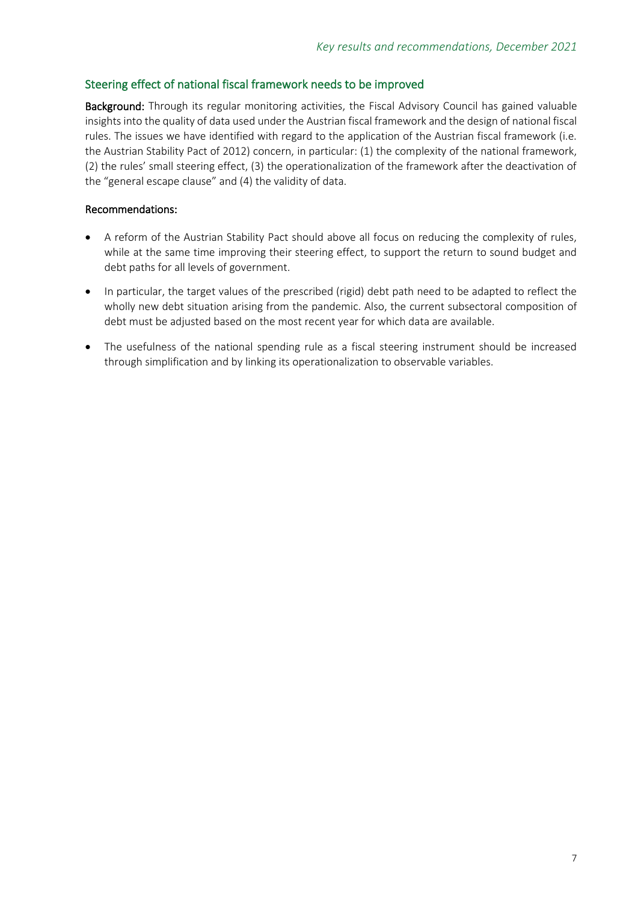## Steering effect of national fiscal framework needs to be improved

**Background:** Through its regular monitoring activities, the Fiscal Advisory Council has gained valuable insights into the quality of data used under the Austrian fiscal framework and the design of national fiscal rules. The issues we have identified with regard to the application of the Austrian fiscal framework (i.e. the Austrian Stability Pact of 2012) concern, in particular: (1) the complexity of the national framework, (2) the rules' small steering effect, (3) the operationalization of the framework after the deactivation of the "general escape clause" and (4) the validity of data.

**Recommendations:**

- A reform of the Austrian Stability Pact should above all focus on reducing the complexity of rules, while at the same time improving their steering effect, to support the return to sound budget and debt paths for all levels of government.
- In particular, the target values of the prescribed (rigid) debt path need to be adapted to reflect the wholly new debt situation arising from the pandemic. Also, the current subsectoral composition of debt must be adjusted based on the most recent year for which data are available.
- The usefulness of the national spending rule as a fiscal steering instrument should be increased through simplification and by linking its operationalization to observable variables.